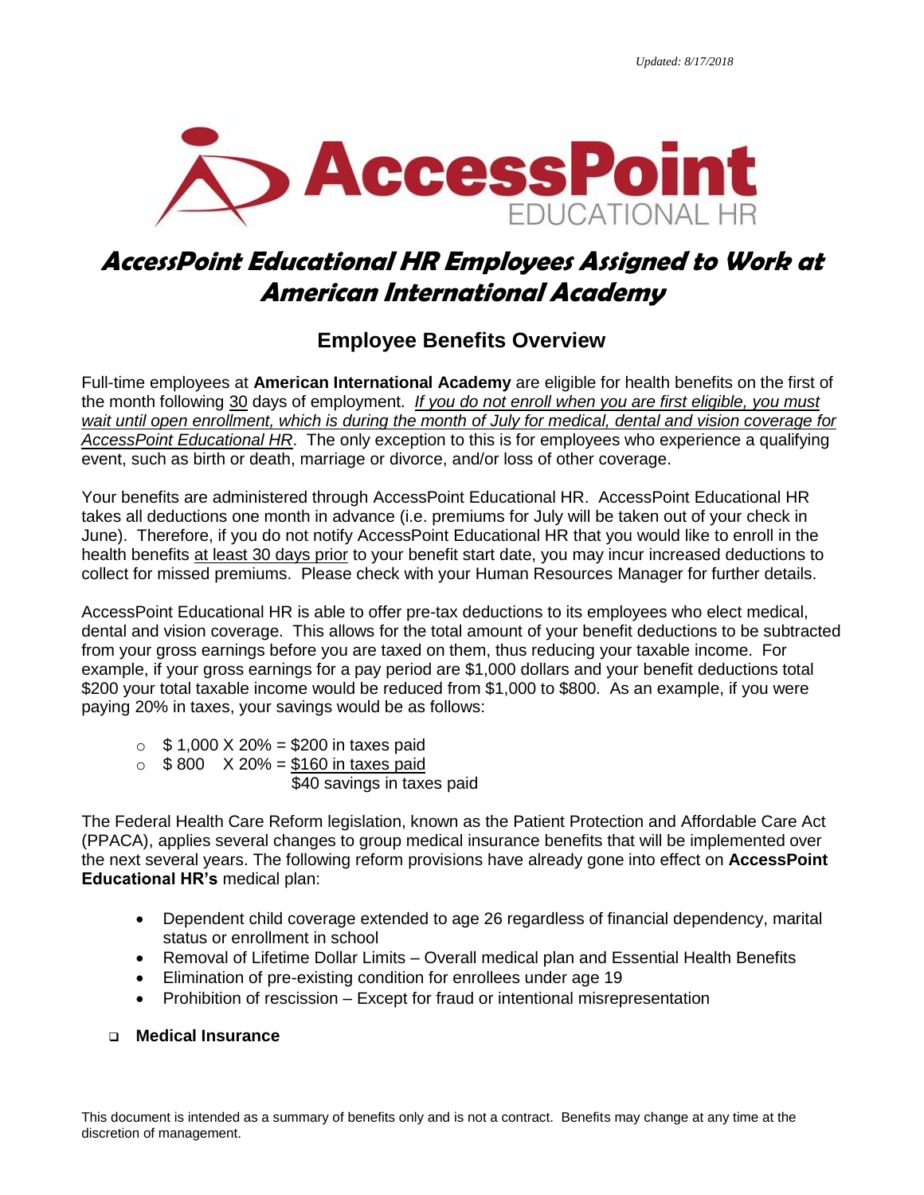*Updated: 8/17/2018*

AccessPoint EDUCATIONAL HR

# *AccessPoint Educational HR Employees Assigned to Work at American International Academy*

## Employee Benefits Overview

Full-time employees at **American International Academy** are eligible for health benefits on the first of the month following 30 days of employment. *If you do not enroll when you are first eligible, you must wait until open enrollment, which is during the month of July for medical, dental and vision coverage for AccessPoint Educational HR*. The only exception to this is for employees who experience a qualifying event, such as birth or death, marriage or divorce, and/or loss of other coverage.

Your benefits are administered through AccessPoint Educational HR. AccessPoint Educational HR takes all deductions one month in advance (i.e. premiums for July will be taken out of your check in June). Therefore, if you do not notify AccessPoint Educational HR that you would like to enroll in the health benefits at least 30 days prior to your benefit start date, you may incur increased deductions to collect for missed premiums. Please check with your Human Resources Manager for further details.

AccessPoint Educational HR is able to offer pre-tax deductions to its employees who elect medical, dental and vision coverage. This allows for the total amount of your benefit deductions to be subtracted from your gross earnings before you are taxed on them, thus reducing your taxable income. For example, if your gross earnings for a pay period are $1,000 dollars and your benefit deductions total $200 your total taxable income would be reduced from $1,000 to $800. As an example, if you were paying 20% in taxes, your savings would be as follows:

- $ 1,000 X 20% = $200 in taxes paid
- $ 800 X 20% = $160 in taxes paid

  $40 savings in taxes paid

The Federal Health Care Reform legislation, known as the Patient Protection and Affordable Care Act (PPACA), applies several changes to group medical insurance benefits that will be implemented over the next several years. The following reform provisions have already gone into effect on **AccessPoint Educational HR's** medical plan:

- Dependent child coverage extended to age 26 regardless of financial dependency, marital status or enrollment in school
- Removal of Lifetime Dollar Limits – Overall medical plan and Essential Health Benefits
- Elimination of pre-existing condition for enrollees under age 19
- Prohibition of rescission – Except for fraud or intentional misrepresentation

- **Medical Insurance**

This document is intended as a summary of benefits only and is not a contract. Benefits may change at any time at the discretion of management.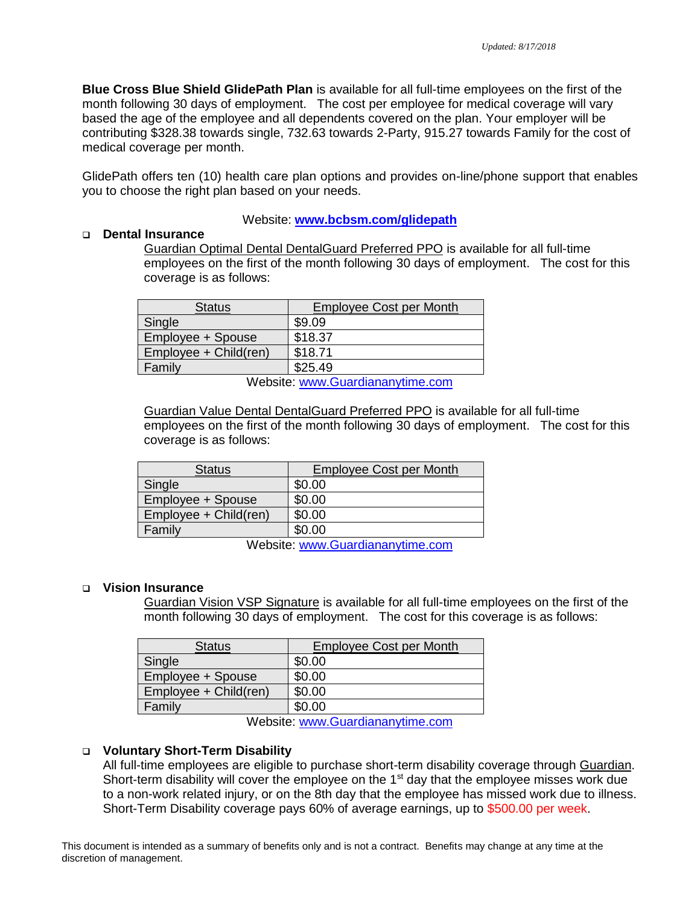*Updated: 8/17/2018*

**Blue Cross Blue Shield GlidePath Plan** is available for all full-time employees on the first of the month following 30 days of employment. The cost per employee for medical coverage will vary based the age of the employee and all dependents covered on the plan. Your employer will be contributing $328.38 towards single, 732.63 towards 2-Party, 915.27 towards Family for the cost of medical coverage per month.

GlidePath offers ten (10) health care plan options and provides on-line/phone support that enables you to choose the right plan based on your needs.

Website: **www.bcbsm.com/glidepath**

- **Dental Insurance**

  Guardian Optimal Dental DentalGuard Preferred PPO is available for all full-time employees on the first of the month following 30 days of employment. The cost for this coverage is as follows:

| Status | Employee Cost per Month |
|---|---|
| Single | $9.09 |
| Employee + Spouse | $18.37 |
| Employee + Child(ren) | $18.71 |
| Family | $25.49 |

Website: www.Guardiananytime.com

  Guardian Value Dental DentalGuard Preferred PPO is available for all full-time employees on the first of the month following 30 days of employment. The cost for this coverage is as follows:

| Status | Employee Cost per Month |
|---|---|
| Single | $0.00 |
| Employee + Spouse | $0.00 |
| Employee + Child(ren) | $0.00 |
| Family | $0.00 |

Website: www.Guardiananytime.com

- **Vision Insurance**

  Guardian Vision VSP Signature is available for all full-time employees on the first of the month following 30 days of employment. The cost for this coverage is as follows:

| Status | Employee Cost per Month |
|---|---|
| Single | $0.00 |
| Employee + Spouse | $0.00 |
| Employee + Child(ren) | $0.00 |
| Family | $0.00 |

Website: www.Guardiananytime.com

- **Voluntary Short-Term Disability**

  All full-time employees are eligible to purchase short-term disability coverage through Guardian. Short-term disability will cover the employee on the 1st day that the employee misses work due to a non-work related injury, or on the 8th day that the employee has missed work due to illness. Short-Term Disability coverage pays 60% of average earnings, up to $500.00 per week.

This document is intended as a summary of benefits only and is not a contract. Benefits may change at any time at the discretion of management.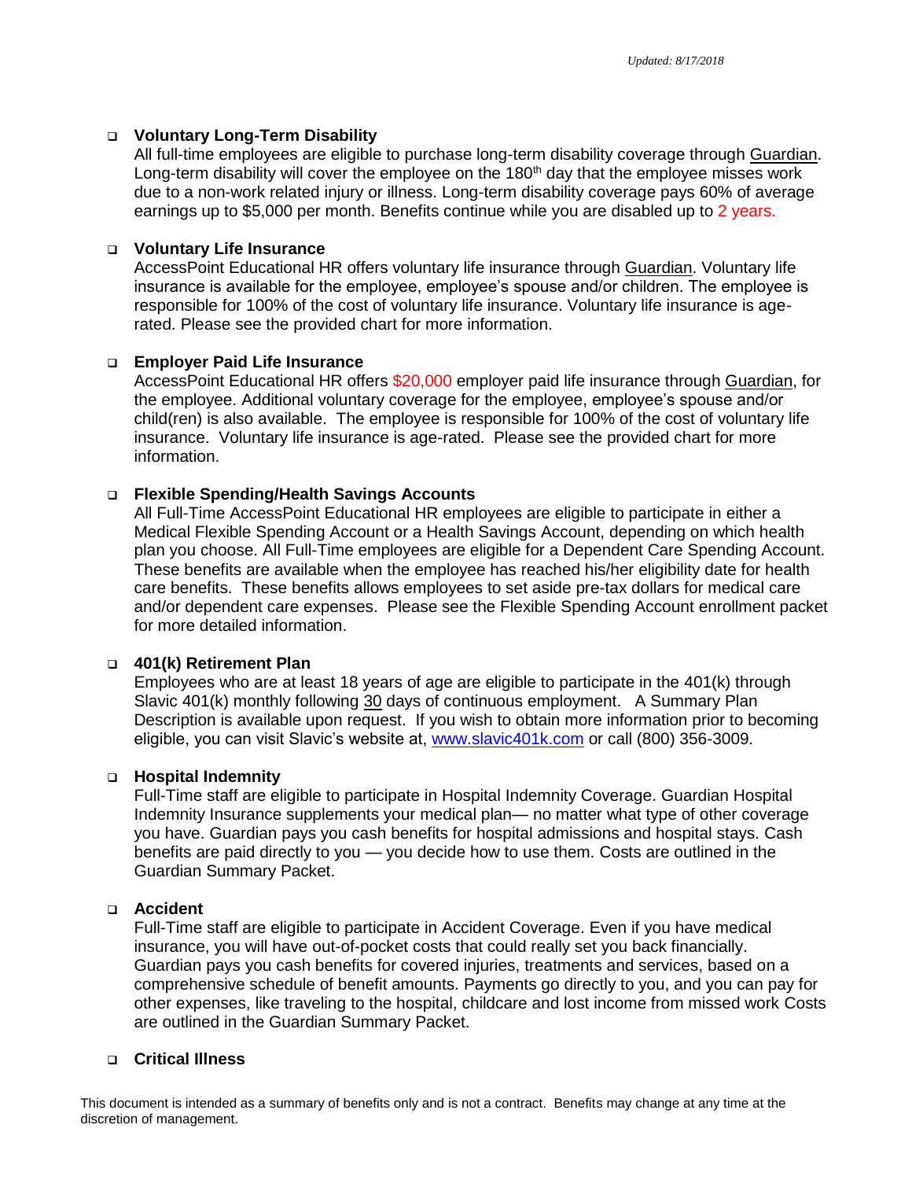- **Voluntary Long-Term Disability**
  All full-time employees are eligible to purchase long-term disability coverage through Guardian. Long-term disability will cover the employee on the 180th day that the employee misses work due to a non-work related injury or illness. Long-term disability coverage pays 60% of average earnings up to $5,000 per month. Benefits continue while you are disabled up to 2 years.

- **Voluntary Life Insurance**
  AccessPoint Educational HR offers voluntary life insurance through Guardian. Voluntary life insurance is available for the employee, employee's spouse and/or children. The employee is responsible for 100% of the cost of voluntary life insurance. Voluntary life insurance is age-rated. Please see the provided chart for more information.

- **Employer Paid Life Insurance**
  AccessPoint Educational HR offers $20,000 employer paid life insurance through Guardian, for the employee. Additional voluntary coverage for the employee, employee's spouse and/or child(ren) is also available. The employee is responsible for 100% of the cost of voluntary life insurance. Voluntary life insurance is age-rated. Please see the provided chart for more information.

- **Flexible Spending/Health Savings Accounts**
  All Full-Time AccessPoint Educational HR employees are eligible to participate in either a Medical Flexible Spending Account or a Health Savings Account, depending on which health plan you choose. All Full-Time employees are eligible for a Dependent Care Spending Account. These benefits are available when the employee has reached his/her eligibility date for health care benefits. These benefits allows employees to set aside pre-tax dollars for medical care and/or dependent care expenses. Please see the Flexible Spending Account enrollment packet for more detailed information.

- **401(k) Retirement Plan**
  Employees who are at least 18 years of age are eligible to participate in the 401(k) through Slavic 401(k) monthly following 30 days of continuous employment. A Summary Plan Description is available upon request. If you wish to obtain more information prior to becoming eligible, you can visit Slavic's website at, www.slavic401k.com or call (800) 356-3009.

- **Hospital Indemnity**
  Full-Time staff are eligible to participate in Hospital Indemnity Coverage. Guardian Hospital Indemnity Insurance supplements your medical plan— no matter what type of other coverage you have. Guardian pays you cash benefits for hospital admissions and hospital stays. Cash benefits are paid directly to you — you decide how to use them. Costs are outlined in the Guardian Summary Packet.

- **Accident**
  Full-Time staff are eligible to participate in Accident Coverage. Even if you have medical insurance, you will have out-of-pocket costs that could really set you back financially. Guardian pays you cash benefits for covered injuries, treatments and services, based on a comprehensive schedule of benefit amounts. Payments go directly to you, and you can pay for other expenses, like traveling to the hospital, childcare and lost income from missed work Costs are outlined in the Guardian Summary Packet.

- **Critical Illness**

This document is intended as a summary of benefits only and is not a contract. Benefits may change at any time at the discretion of management.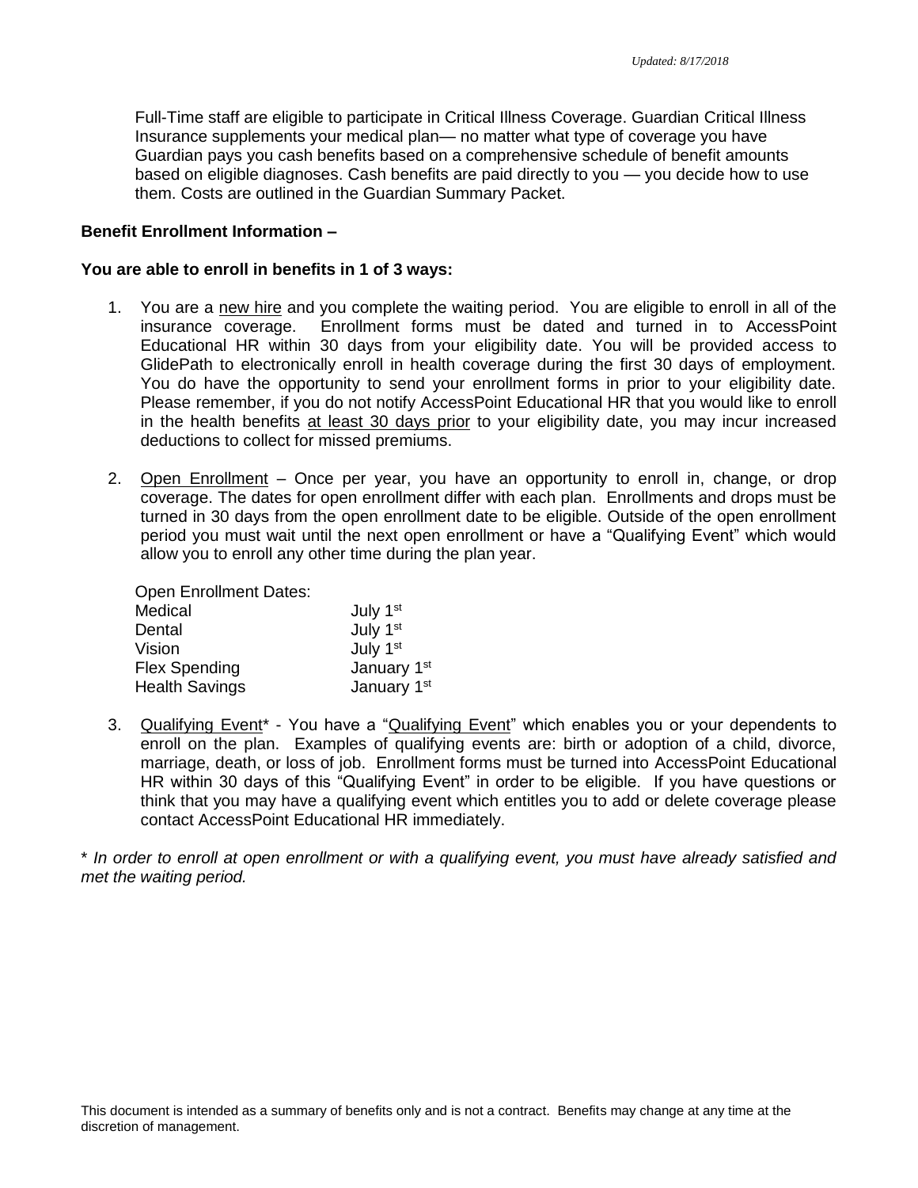Full-Time staff are eligible to participate in Critical Illness Coverage. Guardian Critical Illness Insurance supplements your medical plan— no matter what type of coverage you have Guardian pays you cash benefits based on a comprehensive schedule of benefit amounts based on eligible diagnoses. Cash benefits are paid directly to you — you decide how to use them. Costs are outlined in the Guardian Summary Packet.

**Benefit Enrollment Information –**

**You are able to enroll in benefits in 1 of 3 ways:**

1. You are a new hire and you complete the waiting period. You are eligible to enroll in all of the insurance coverage. Enrollment forms must be dated and turned in to AccessPoint Educational HR within 30 days from your eligibility date. You will be provided access to GlidePath to electronically enroll in health coverage during the first 30 days of employment. You do have the opportunity to send your enrollment forms in prior to your eligibility date. Please remember, if you do not notify AccessPoint Educational HR that you would like to enroll in the health benefits at least 30 days prior to your eligibility date, you may incur increased deductions to collect for missed premiums.

2. Open Enrollment – Once per year, you have an opportunity to enroll in, change, or drop coverage. The dates for open enrollment differ with each plan. Enrollments and drops must be turned in 30 days from the open enrollment date to be eligible. Outside of the open enrollment period you must wait until the next open enrollment or have a "Qualifying Event" which would allow you to enroll any other time during the plan year.

   Open Enrollment Dates:

   | | |
   |---|---|
   | Medical | July 1st |
   | Dental | July 1st |
   | Vision | July 1st |
   | Flex Spending | January 1st |
   | Health Savings | January 1st |

3. Qualifying Event* - You have a "Qualifying Event" which enables you or your dependents to enroll on the plan. Examples of qualifying events are: birth or adoption of a child, divorce, marriage, death, or loss of job. Enrollment forms must be turned into AccessPoint Educational HR within 30 days of this "Qualifying Event" in order to be eligible. If you have questions or think that you may have a qualifying event which entitles you to add or delete coverage please contact AccessPoint Educational HR immediately.

\* *In order to enroll at open enrollment or with a qualifying event, you must have already satisfied and met the waiting period.*